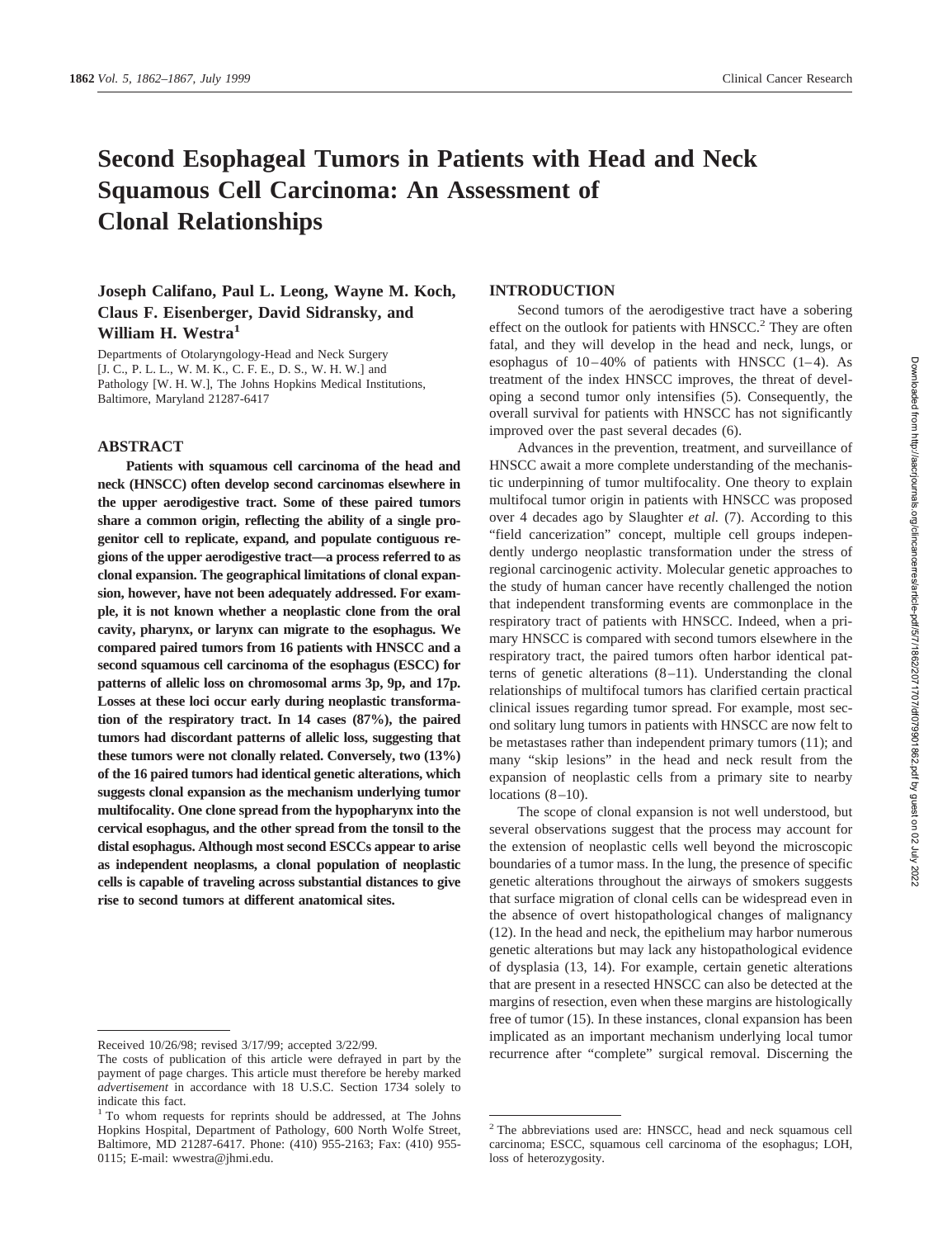# Second Esophageal Tumors in Patients with Head and Neck Squamous Cell Carcinoma: An Assessment of Clonal Relationships

**Joseph Califano, Paul L. Leong, Wayne M. Koch, Claus F. Eisenberger, David Sidransky, and William H. Westra[1]**

Departments of Otolaryngology-Head and Neck Surgery [J. C., P. L. L., W. M. K., C. F. E., D. S., W. H. W.] and Pathology [W. H. W.], The Johns Hopkins Medical Institutions, Baltimore, Maryland 21287-6417

## ABSTRACT

**Patients with squamous cell carcinoma of the head and neck (HNSCC) often develop second carcinomas elsewhere in the upper aerodigestive tract. Some of these paired tumors share a common origin, reflecting the ability of a single progenitor cell to replicate, expand, and populate contiguous regions of the upper aerodigestive tract—a process referred to as clonal expansion. The geographical limitations of clonal expansion, however, have not been adequately addressed. For example, it is not known whether a neoplastic clone from the oral cavity, pharynx, or larynx can migrate to the esophagus. We compared paired tumors from 16 patients with HNSCC and a second squamous cell carcinoma of the esophagus (ESCC) for patterns of allelic loss on chromosomal arms 3p, 9p, and 17p. Losses at these loci occur early during neoplastic transformation of the respiratory tract. In 14 cases (87%), the paired tumors had discordant patterns of allelic loss, suggesting that these tumors were not clonally related. Conversely, two (13%) of the 16 paired tumors had identical genetic alterations, which suggests clonal expansion as the mechanism underlying tumor multifocality. One clone spread from the hypopharynx into the cervical esophagus, and the other spread from the tonsil to the distal esophagus. Although most second ESCCs appear to arise as independent neoplasms, a clonal population of neoplastic cells is capable of traveling across substantial distances to give rise to second tumors at different anatomical sites.**

## INTRODUCTION

Second tumors of the aerodigestive tract have a sobering effect on the outlook for patients with HNSCC.[2] They are often fatal, and they will develop in the head and neck, lungs, or esophagus of 10–40% of patients with HNSCC (1–4). As treatment of the index HNSCC improves, the threat of developing a second tumor only intensifies (5). Consequently, the overall survival for patients with HNSCC has not significantly improved over the past several decades (6).

Advances in the prevention, treatment, and surveillance of HNSCC await a more complete understanding of the mechanistic underpinning of tumor multifocality. One theory to explain multifocal tumor origin in patients with HNSCC was proposed over 4 decades ago by Slaughter *et al.* (7). According to this "field cancerization" concept, multiple cell groups independently undergo neoplastic transformation under the stress of regional carcinogenic activity. Molecular genetic approaches to the study of human cancer have recently challenged the notion that independent transforming events are commonplace in the respiratory tract of patients with HNSCC. Indeed, when a primary HNSCC is compared with second tumors elsewhere in the respiratory tract, the paired tumors often harbor identical patterns of genetic alterations (8–11). Understanding the clonal relationships of multifocal tumors has clarified certain practical clinical issues regarding tumor spread. For example, most second solitary lung tumors in patients with HNSCC are now felt to be metastases rather than independent primary tumors (11); and many "skip lesions" in the head and neck result from the expansion of neoplastic cells from a primary site to nearby locations (8–10).

The scope of clonal expansion is not well understood, but several observations suggest that the process may account for the extension of neoplastic cells well beyond the microscopic boundaries of a tumor mass. In the lung, the presence of specific genetic alterations throughout the airways of smokers suggests that surface migration of clonal cells can be widespread even in the absence of overt histopathological changes of malignancy (12). In the head and neck, the epithelium may harbor numerous genetic alterations but may lack any histopathological evidence of dysplasia (13, 14). For example, certain genetic alterations that are present in a resected HNSCC can also be detected at the margins of resection, even when these margins are histologically free of tumor (15). In these instances, clonal expansion has been implicated as an important mechanism underlying local tumor recurrence after "complete" surgical removal. Discerning the

---

Received 10/26/98; revised 3/17/99; accepted 3/22/99.

The costs of publication of this article were defrayed in part by the payment of page charges. This article must therefore be hereby marked *advertisement* in accordance with 18 U.S.C. Section 1734 solely to indicate this fact.

[1] To whom requests for reprints should be addressed, at The Johns Hopkins Hospital, Department of Pathology, 600 North Wolfe Street, Baltimore, MD 21287-6417. Phone: (410) 955-2163; Fax: (410) 955-0115; E-mail: wwestra@jhmi.edu.

[2] The abbreviations used are: HNSCC, head and neck squamous cell carcinoma; ESCC, squamous cell carcinoma of the esophagus; LOH, loss of heterozygosity.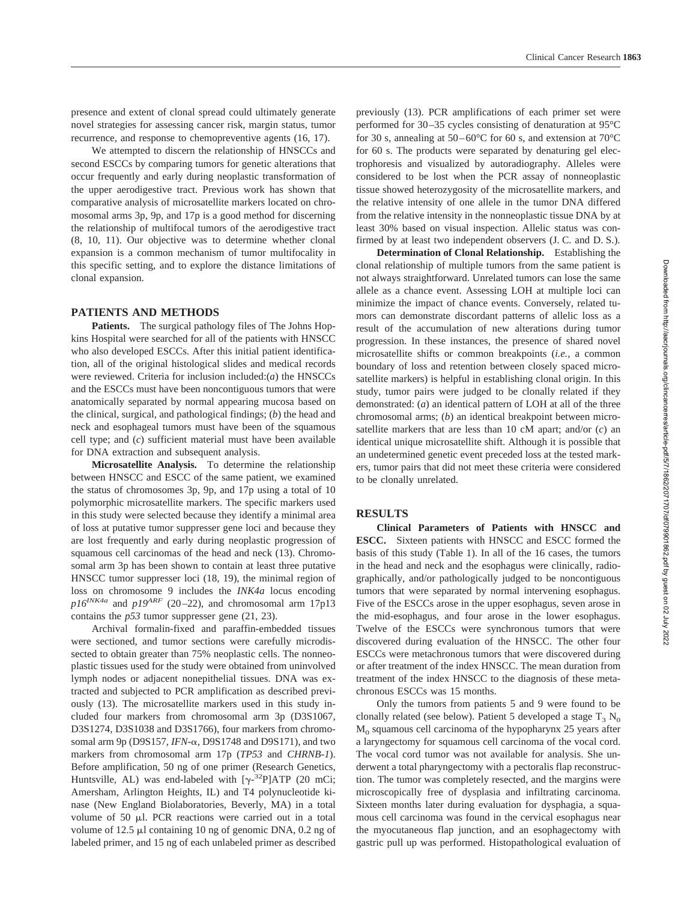presence and extent of clonal spread could ultimately generate novel strategies for assessing cancer risk, margin status, tumor recurrence, and response to chemopreventive agents (16, 17).

We attempted to discern the relationship of HNSCCs and second ESCCs by comparing tumors for genetic alterations that occur frequently and early during neoplastic transformation of the upper aerodigestive tract. Previous work has shown that comparative analysis of microsatellite markers located on chromosomal arms 3p, 9p, and 17p is a good method for discerning the relationship of multifocal tumors of the aerodigestive tract (8, 10, 11). Our objective was to determine whether clonal expansion is a common mechanism of tumor multifocality in this specific setting, and to explore the distance limitations of clonal expansion.

## PATIENTS AND METHODS

**Patients.** The surgical pathology files of The Johns Hopkins Hospital were searched for all of the patients with HNSCC who also developed ESCCs. After this initial patient identification, all of the original histological slides and medical records were reviewed. Criteria for inclusion included:(*a*) the HNSCCs and the ESCCs must have been noncontiguous tumors that were anatomically separated by normal appearing mucosa based on the clinical, surgical, and pathological findings; (*b*) the head and neck and esophageal tumors must have been of the squamous cell type; and (*c*) sufficient material must have been available for DNA extraction and subsequent analysis.

**Microsatellite Analysis.** To determine the relationship between HNSCC and ESCC of the same patient, we examined the status of chromosomes 3p, 9p, and 17p using a total of 10 polymorphic microsatellite markers. The specific markers used in this study were selected because they identify a minimal area of loss at putative tumor suppresser gene loci and because they are lost frequently and early during neoplastic progression of squamous cell carcinomas of the head and neck (13). Chromosomal arm 3p has been shown to contain at least three putative HNSCC tumor suppresser loci (18, 19), the minimal region of loss on chromosome 9 includes the *INK4a* locus encoding $p16^{INK4a}$ and $p19^{ARF}$ (20–22), and chromosomal arm 17p13 contains the *p53* tumor suppresser gene (21, 23).

Archival formalin-fixed and paraffin-embedded tissues were sectioned, and tumor sections were carefully microdissected to obtain greater than 75% neoplastic cells. The nonneoplastic tissues used for the study were obtained from uninvolved lymph nodes or adjacent nonepithelial tissues. DNA was extracted and subjected to PCR amplification as described previously (13). The microsatellite markers used in this study included four markers from chromosomal arm 3p (D3S1067, D3S1274, D3S1038 and D3S1766), four markers from chromosomal arm 9p (D9S157, *IFN*-$\alpha$, D9S1748 and D9S171), and two markers from chromosomal arm 17p (*TP53* and *CHRNB-1*). Before amplification, 50 ng of one primer (Research Genetics, Huntsville, AL) was end-labeled with [$\gamma$-$^{32}$P]ATP (20 mCi; Amersham, Arlington Heights, IL) and T4 polynucleotide kinase (New England Biolaboratories, Beverly, MA) in a total volume of 50 $\mu$l. PCR reactions were carried out in a total volume of 12.5 $\mu$l containing 10 ng of genomic DNA, 0.2 ng of labeled primer, and 15 ng of each unlabeled primer as described previously (13). PCR amplifications of each primer set were performed for 30–35 cycles consisting of denaturation at 95°C for 30 s, annealing at 50–60°C for 60 s, and extension at 70°C for 60 s. The products were separated by denaturing gel electrophoresis and visualized by autoradiography. Alleles were considered to be lost when the PCR assay of nonneoplastic tissue showed heterozygosity of the microsatellite markers, and the relative intensity of one allele in the tumor DNA differed from the relative intensity in the nonneoplastic tissue DNA by at least 30% based on visual inspection. Allelic status was confirmed by at least two independent observers (J. C. and D. S.).

**Determination of Clonal Relationship.** Establishing the clonal relationship of multiple tumors from the same patient is not always straightforward. Unrelated tumors can lose the same allele as a chance event. Assessing LOH at multiple loci can minimize the impact of chance events. Conversely, related tumors can demonstrate discordant patterns of allelic loss as a result of the accumulation of new alterations during tumor progression. In these instances, the presence of shared novel microsatellite shifts or common breakpoints (*i.e.*, a common boundary of loss and retention between closely spaced microsatellite markers) is helpful in establishing clonal origin. In this study, tumor pairs were judged to be clonally related if they demonstrated: (*a*) an identical pattern of LOH at all of the three chromosomal arms; (*b*) an identical breakpoint between microsatellite markers that are less than 10 cM apart; and/or (*c*) an identical unique microsatellite shift. Although it is possible that an undetermined genetic event preceded loss at the tested markers, tumor pairs that did not meet these criteria were considered to be clonally unrelated.

## RESULTS

**Clinical Parameters of Patients with HNSCC and ESCC.** Sixteen patients with HNSCC and ESCC formed the basis of this study (Table 1). In all of the 16 cases, the tumors in the head and neck and the esophagus were clinically, radiographically, and/or pathologically judged to be noncontiguous tumors that were separated by normal intervening esophagus. Five of the ESCCs arose in the upper esophagus, seven arose in the mid-esophagus, and four arose in the lower esophagus. Twelve of the ESCCs were synchronous tumors that were discovered during evaluation of the HNSCC. The other four ESCCs were metachronous tumors that were discovered during or after treatment of the index HNSCC. The mean duration from treatment of the index HNSCC to the diagnosis of these metachronous ESCCs was 15 months.

Only the tumors from patients 5 and 9 were found to be clonally related (see below). Patient 5 developed a stage $T_3$ $N_0$ $M_0$ squamous cell carcinoma of the hypopharynx 25 years after a laryngectomy for squamous cell carcinoma of the vocal cord. The vocal cord tumor was not available for analysis. She underwent a total pharyngectomy with a pectoralis flap reconstruction. The tumor was completely resected, and the margins were microscopically free of dysplasia and infiltrating carcinoma. Sixteen months later during evaluation for dysphagia, a squamous cell carcinoma was found in the cervical esophagus near the myocutaneous flap junction, and an esophagectomy with gastric pull up was performed. Histopathological evaluation of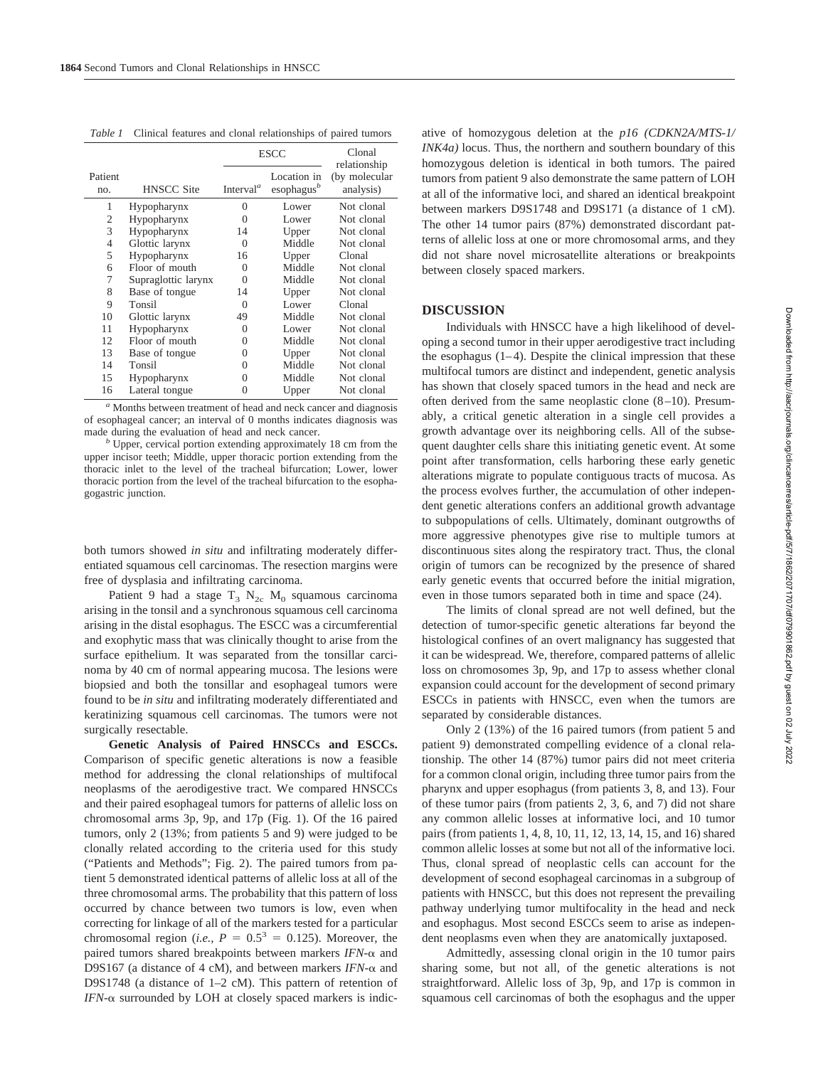*Table 1* Clinical features and clonal relationships of paired tumors

| Patient no. | HNSCC Site | ESCC | | Clonal relationship (by molecular analysis) |
|---|---|---|---|---|
| | | Interval[a] | Location in esophagus[b] | |
| 1 | Hypopharynx | 0 | Lower | Not clonal |
| 2 | Hypopharynx | 0 | Lower | Not clonal |
| 3 | Hypopharynx | 14 | Upper | Not clonal |
| 4 | Glottic larynx | 0 | Middle | Not clonal |
| 5 | Hypopharynx | 16 | Upper | Clonal |
| 6 | Floor of mouth | 0 | Middle | Not clonal |
| 7 | Supraglottic larynx | 0 | Middle | Not clonal |
| 8 | Base of tongue | 14 | Upper | Not clonal |
| 9 | Tonsil | 0 | Lower | Clonal |
| 10 | Glottic larynx | 49 | Middle | Not clonal |
| 11 | Hypopharynx | 0 | Lower | Not clonal |
| 12 | Floor of mouth | 0 | Middle | Not clonal |
| 13 | Base of tongue | 0 | Upper | Not clonal |
| 14 | Tonsil | 0 | Middle | Not clonal |
| 15 | Hypopharynx | 0 | Middle | Not clonal |
| 16 | Lateral tongue | 0 | Upper | Not clonal |

[a] Months between treatment of head and neck cancer and diagnosis of esophageal cancer; an interval of 0 months indicates diagnosis was made during the evaluation of head and neck cancer.

[b] Upper, cervical portion extending approximately 18 cm from the upper incisor teeth; Middle, upper thoracic portion extending from the thoracic inlet to the level of the tracheal bifurcation; Lower, lower thoracic portion from the level of the tracheal bifurcation to the esophagogastric junction.

both tumors showed *in situ* and infiltrating moderately differentiated squamous cell carcinomas. The resection margins were free of dysplasia and infiltrating carcinoma.

Patient 9 had a stage $T_3$ $N_{2c}$ $M_0$ squamous carcinoma arising in the tonsil and a synchronous squamous cell carcinoma arising in the distal esophagus. The ESCC was a circumferential and exophytic mass that was clinically thought to arise from the surface epithelium. It was separated from the tonsillar carcinoma by 40 cm of normal appearing mucosa. The lesions were biopsied and both the tonsillar and esophageal tumors were found to be *in situ* and infiltrating moderately differentiated and keratinizing squamous cell carcinomas. The tumors were not surgically resectable.

**Genetic Analysis of Paired HNSCCs and ESCCs.** Comparison of specific genetic alterations is now a feasible method for addressing the clonal relationships of multifocal neoplasms of the aerodigestive tract. We compared HNSCCs and their paired esophageal tumors for patterns of allelic loss on chromosomal arms 3p, 9p, and 17p (Fig. 1). Of the 16 paired tumors, only 2 (13%; from patients 5 and 9) were judged to be clonally related according to the criteria used for this study ("Patients and Methods"; Fig. 2). The paired tumors from patient 5 demonstrated identical patterns of allelic loss at all of the three chromosomal arms. The probability that this pattern of loss occurred by chance between two tumors is low, even when correcting for linkage of all of the markers tested for a particular chromosomal region (*i.e.*, $P = 0.5^3 = 0.125$). Moreover, the paired tumors shared breakpoints between markers *IFN*-α and D9S167 (a distance of 4 cM), and between markers *IFN*-α and D9S1748 (a distance of 1–2 cM). This pattern of retention of *IFN*-α surrounded by LOH at closely spaced markers is indicative of homozygous deletion at the *p16 (CDKN2A/MTS-1/INK4a)* locus. Thus, the northern and southern boundary of this homozygous deletion is identical in both tumors. The paired tumors from patient 9 also demonstrate the same pattern of LOH at all of the informative loci, and shared an identical breakpoint between markers D9S1748 and D9S171 (a distance of 1 cM). The other 14 tumor pairs (87%) demonstrated discordant patterns of allelic loss at one or more chromosomal arms, and they did not share novel microsatellite alterations or breakpoints between closely spaced markers.

## DISCUSSION

Individuals with HNSCC have a high likelihood of developing a second tumor in their upper aerodigestive tract including the esophagus (1–4). Despite the clinical impression that these multifocal tumors are distinct and independent, genetic analysis has shown that closely spaced tumors in the head and neck are often derived from the same neoplastic clone (8–10). Presumably, a critical genetic alteration in a single cell provides a growth advantage over its neighboring cells. All of the subsequent daughter cells share this initiating genetic event. At some point after transformation, cells harboring these early genetic alterations migrate to populate contiguous tracts of mucosa. As the process evolves further, the accumulation of other independent genetic alterations confers an additional growth advantage to subpopulations of cells. Ultimately, dominant outgrowths of more aggressive phenotypes give rise to multiple tumors at discontinuous sites along the respiratory tract. Thus, the clonal origin of tumors can be recognized by the presence of shared early genetic events that occurred before the initial migration, even in those tumors separated both in time and space (24).

The limits of clonal spread are not well defined, but the detection of tumor-specific genetic alterations far beyond the histological confines of an overt malignancy has suggested that it can be widespread. We, therefore, compared patterns of allelic loss on chromosomes 3p, 9p, and 17p to assess whether clonal expansion could account for the development of second primary ESCCs in patients with HNSCC, even when the tumors are separated by considerable distances.

Only 2 (13%) of the 16 paired tumors (from patient 5 and patient 9) demonstrated compelling evidence of a clonal relationship. The other 14 (87%) tumor pairs did not meet criteria for a common clonal origin, including three tumor pairs from the pharynx and upper esophagus (from patients 3, 8, and 13). Four of these tumor pairs (from patients 2, 3, 6, and 7) did not share any common allelic losses at informative loci, and 10 tumor pairs (from patients 1, 4, 8, 10, 11, 12, 13, 14, 15, and 16) shared common allelic losses at some but not all of the informative loci. Thus, clonal spread of neoplastic cells can account for the development of second esophageal carcinomas in a subgroup of patients with HNSCC, but this does not represent the prevailing pathway underlying tumor multifocality in the head and neck and esophagus. Most second ESCCs seem to arise as independent neoplasms even when they are anatomically juxtaposed.

Admittedly, assessing clonal origin in the 10 tumor pairs sharing some, but not all, of the genetic alterations is not straightforward. Allelic loss of 3p, 9p, and 17p is common in squamous cell carcinomas of both the esophagus and the upper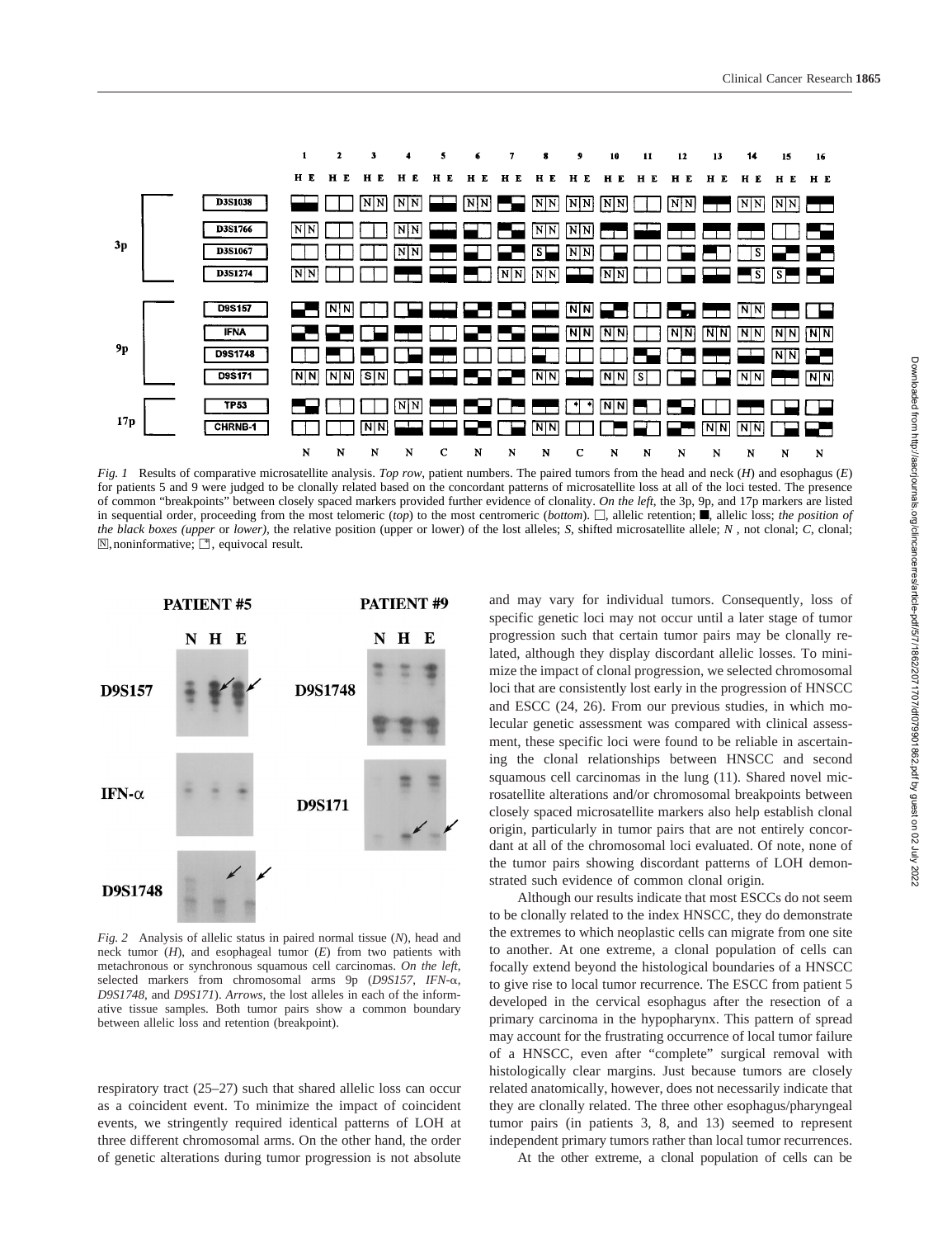*Fig. 1* Results of comparative microsatellite analysis. *Top row*, patient numbers. The paired tumors from the head and neck (*H*) and esophagus (*E*) for patients 5 and 9 were judged to be clonally related based on the concordant patterns of microsatellite loss at all of the loci tested. The presence of common "breakpoints" between closely spaced markers provided further evidence of clonality. *On the left*, the 3p, 9p, and 17p markers are listed in sequential order, proceeding from the most telomeric (*top*) to the most centromeric (*bottom*). □, allelic retention; ■, allelic loss; *the position of the black boxes (upper* or *lower)*, the relative position (upper or lower) of the lost alleles; *S*, shifted microsatellite allele; *N*, not clonal; *C*, clonal; N, noninformative; *, equivocal result.

*Fig. 2* Analysis of allelic status in paired normal tissue (*N*), head and neck tumor (*H*), and esophageal tumor (*E*) from two patients with metachronous or synchronous squamous cell carcinomas. *On the left*, selected markers from chromosomal arms 9p (*D9S157*, *IFN-α*, *D9S1748*, and *D9S171*). *Arrows*, the lost alleles in each of the informative tissue samples. Both tumor pairs show a common boundary between allelic loss and retention (breakpoint).

respiratory tract (25–27) such that shared allelic loss can occur as a coincident event. To minimize the impact of coincident events, we stringently required identical patterns of LOH at three different chromosomal arms. On the other hand, the order of genetic alterations during tumor progression is not absolute and may vary for individual tumors. Consequently, loss of specific genetic loci may not occur until a later stage of tumor progression such that certain tumor pairs may be clonally related, although they display discordant allelic losses. To minimize the impact of clonal progression, we selected chromosomal loci that are consistently lost early in the progression of HNSCC and ESCC (24, 26). From our previous studies, in which molecular genetic assessment was compared with clinical assessment, these specific loci were found to be reliable in ascertaining the clonal relationships between HNSCC and second squamous cell carcinomas in the lung (11). Shared novel microsatellite alterations and/or chromosomal breakpoints between closely spaced microsatellite markers also help establish clonal origin, particularly in tumor pairs that are not entirely concordant at all of the chromosomal loci evaluated. Of note, none of the tumor pairs showing discordant patterns of LOH demonstrated such evidence of common clonal origin.

Although our results indicate that most ESCCs do not seem to be clonally related to the index HNSCC, they do demonstrate the extremes to which neoplastic cells can migrate from one site to another. At one extreme, a clonal population of cells can focally extend beyond the histological boundaries of a HNSCC to give rise to local tumor recurrence. The ESCC from patient 5 developed in the cervical esophagus after the resection of a primary carcinoma in the hypopharynx. This pattern of spread may account for the frustrating occurrence of local tumor failure of a HNSCC, even after "complete" surgical removal with histologically clear margins. Just because tumors are closely related anatomically, however, does not necessarily indicate that they are clonally related. The three other esophagus/pharyngeal tumor pairs (in patients 3, 8, and 13) seemed to represent independent primary tumors rather than local tumor recurrences.

At the other extreme, a clonal population of cells can be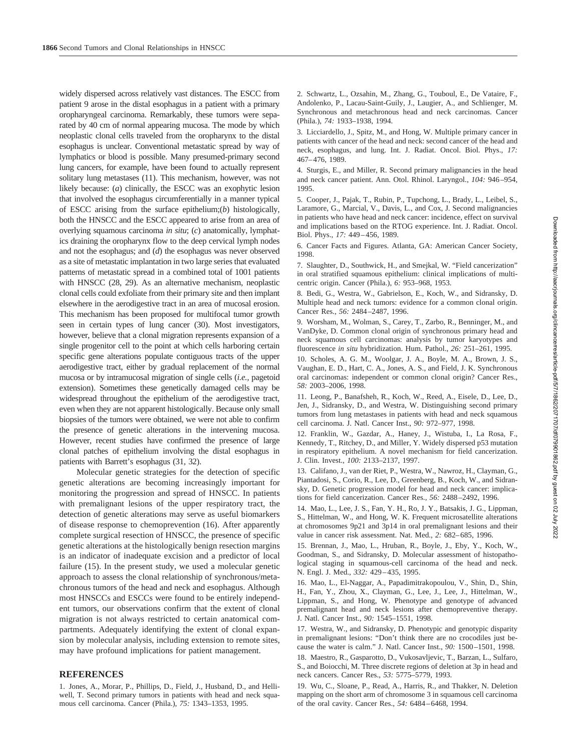widely dispersed across relatively vast distances. The ESCC from patient 9 arose in the distal esophagus in a patient with a primary oropharyngeal carcinoma. Remarkably, these tumors were separated by 40 cm of normal appearing mucosa. The mode by which neoplastic clonal cells traveled from the oropharynx to the distal esophagus is unclear. Conventional metastatic spread by way of lymphatics or blood is possible. Many presumed-primary second lung cancers, for example, have been found to actually represent solitary lung metastases (11). This mechanism, however, was not likely because: (*a*) clinically, the ESCC was an exophytic lesion that involved the esophagus circumferentially in a manner typical of ESCC arising from the surface epithelium;(*b*) histologically, both the HNSCC and the ESCC appeared to arise from an area of overlying squamous carcinoma *in situ*; (*c*) anatomically, lymphatics draining the oropharynx flow to the deep cervical lymph nodes and not the esophagus; and (*d*) the esophagus was never observed as a site of metastatic implantation in two large series that evaluated patterns of metastatic spread in a combined total of 1001 patients with HNSCC (28, 29). As an alternative mechanism, neoplastic clonal cells could exfoliate from their primary site and then implant elsewhere in the aerodigestive tract in an area of mucosal erosion. This mechanism has been proposed for multifocal tumor growth seen in certain types of lung cancer (30). Most investigators, however, believe that a clonal migration represents expansion of a single progenitor cell to the point at which cells harboring certain specific gene alterations populate contiguous tracts of the upper aerodigestive tract, either by gradual replacement of the normal mucosa or by intramucosal migration of single cells (*i.e.*, pagetoid extension). Sometimes these genetically damaged cells may be widespread throughout the epithelium of the aerodigestive tract, even when they are not apparent histologically. Because only small biopsies of the tumors were obtained, we were not able to confirm the presence of genetic alterations in the intervening mucosa. However, recent studies have confirmed the presence of large clonal patches of epithelium involving the distal esophagus in patients with Barrett's esophagus (31, 32).

Molecular genetic strategies for the detection of specific genetic alterations are becoming increasingly important for monitoring the progression and spread of HNSCC. In patients with premalignant lesions of the upper respiratory tract, the detection of genetic alterations may serve as useful biomarkers of disease response to chemoprevention (16). After apparently complete surgical resection of HNSCC, the presence of specific genetic alterations at the histologically benign resection margins is an indicator of inadequate excision and a predictor of local failure (15). In the present study, we used a molecular genetic approach to assess the clonal relationship of synchronous/metachronous tumors of the head and neck and esophagus. Although most HNSCCs and ESCCs were found to be entirely independent tumors, our observations confirm that the extent of clonal migration is not always restricted to certain anatomical compartments. Adequately identifying the extent of clonal expansion by molecular analysis, including extension to remote sites, may have profound implications for patient management.

## REFERENCES

1. Jones, A., Morar, P., Phillips, D., Field, J., Husband, D., and Helliwell, T. Second primary tumors in patients with head and neck squamous cell carcinoma. Cancer (Phila.), *75:* 1343–1353, 1995.

2. Schwartz, L., Ozsahin, M., Zhang, G., Touboul, E., De Vataire, F., Andolenko, P., Lacau-Saint-Guily, J., Laugier, A., and Schlienger, M. Synchronous and metachronous head and neck carcinomas. Cancer (Phila.), *74:* 1933–1938, 1994.

3. Licciardello, J., Spitz, M., and Hong, W. Multiple primary cancer in patients with cancer of the head and neck: second cancer of the head and neck, esophagus, and lung. Int. J. Radiat. Oncol. Biol. Phys., *17:* 467–476, 1989.

4. Sturgis, E., and Miller, R. Second primary malignancies in the head and neck cancer patient. Ann. Otol. Rhinol. Laryngol., *104:* 946–954, 1995.

5. Cooper, J., Pajak, T., Rubin, P., Tupchong, L., Brady, L., Leibel, S., Laramore, G., Marcial, V., Davis, L., and Cox, J. Second malignancies in patients who have head and neck cancer: incidence, effect on survival and implications based on the RTOG experience. Int. J. Radiat. Oncol. Biol. Phys., *17:* 449–456, 1989.

6. Cancer Facts and Figures. Atlanta, GA: American Cancer Society, 1998.

7. Slaughter, D., Southwick, H., and Smejkal, W. "Field cancerization" in oral stratified squamous epithelium: clinical implications of multicentric origin. Cancer (Phila.), *6:* 953–968, 1953.

8. Bedi, G., Westra, W., Gabrielson, E., Koch, W., and Sidransky, D. Multiple head and neck tumors: evidence for a common clonal origin. Cancer Res., *56:* 2484–2487, 1996.

9. Worsham, M., Wolman, S., Carey, T., Zarbo, R., Benninger, M., and VanDyke, D. Common clonal origin of synchronous primary head and neck squamous cell carcinomas: analysis by tumor karyotypes and fluorescence *in situ* hybridization. Hum. Pathol., *26:* 251–261, 1995.

10. Scholes, A. G. M., Woolgar, J. A., Boyle, M. A., Brown, J. S., Vaughan, E. D., Hart, C. A., Jones, A. S., and Field, J. K. Synchronous oral carcinomas: independent or common clonal origin? Cancer Res., *58:* 2003–2006, 1998.

11. Leong, P., Banafsheh, R., Koch, W., Reed, A., Eisele, D., Lee, D., Jen, J., Sidransky, D., and Westra, W. Distinguishing second primary tumors from lung metastases in patients with head and neck squamous cell carcinoma. J. Natl. Cancer Inst., *90:* 972–977, 1998.

12. Franklin, W., Gazdar, A., Haney, J., Wistuba, I., La Rosa, F., Kennedy, T., Ritchey, D., and Miller, Y. Widely dispersed p53 mutation in respiratory epithelium. A novel mechanism for field cancerization. J. Clin. Invest., *100:* 2133–2137, 1997.

13. Califano, J., van der Riet, P., Westra, W., Nawroz, H., Clayman, G., Piantadosi, S., Corio, R., Lee, D., Greenberg, B., Koch, W., and Sidransky, D. Genetic progression model for head and neck cancer: implications for field cancerization. Cancer Res., *56:* 2488–2492, 1996.

14. Mao, L., Lee, J. S., Fan, Y. H., Ro, J. Y., Batsakis, J. G., Lippman, S., Hittelman, W., and Hong, W. K. Frequent microsatellite alterations at chromosomes 9p21 and 3p14 in oral premalignant lesions and their value in cancer risk assessment. Nat. Med., *2:* 682–685, 1996.

15. Brennan, J., Mao, L., Hruban, R., Boyle, J., Eby, Y., Koch, W., Goodman, S., and Sidransky, D. Molecular assessment of histopathological staging in squamous-cell carcinoma of the head and neck. N. Engl. J. Med., *332:* 429–435, 1995.

16. Mao, L., El-Naggar, A., Papadimitrakopoulou, V., Shin, D., Shin, H., Fan, Y., Zhou, X., Clayman, G., Lee, J., Lee, J., Hittelman, W., Lippman, S., and Hong, W. Phenotype and genotype of advanced premalignant head and neck lesions after chemopreventive therapy. J. Natl. Cancer Inst., *90:* 1545–1551, 1998.

17. Westra, W., and Sidransky, D. Phenotypic and genotypic disparity in premalignant lesions: "Don't think there are no crocodiles just because the water is calm." J. Natl. Cancer Inst., *90:* 1500–1501, 1998.

18. Maestro, R., Gasparotto, D., Vukosavljevic, T., Barzan, L., Sulfaro, S., and Boiocchi, M. Three discrete regions of deletion at 3p in head and neck cancers. Cancer Res., *53:* 5775–5779, 1993.

19. Wu, C., Sloane, P., Read, A., Harris, R., and Thakker, N. Deletion mapping on the short arm of chromosome 3 in squamous cell carcinoma of the oral cavity. Cancer Res., *54:* 6484–6468, 1994.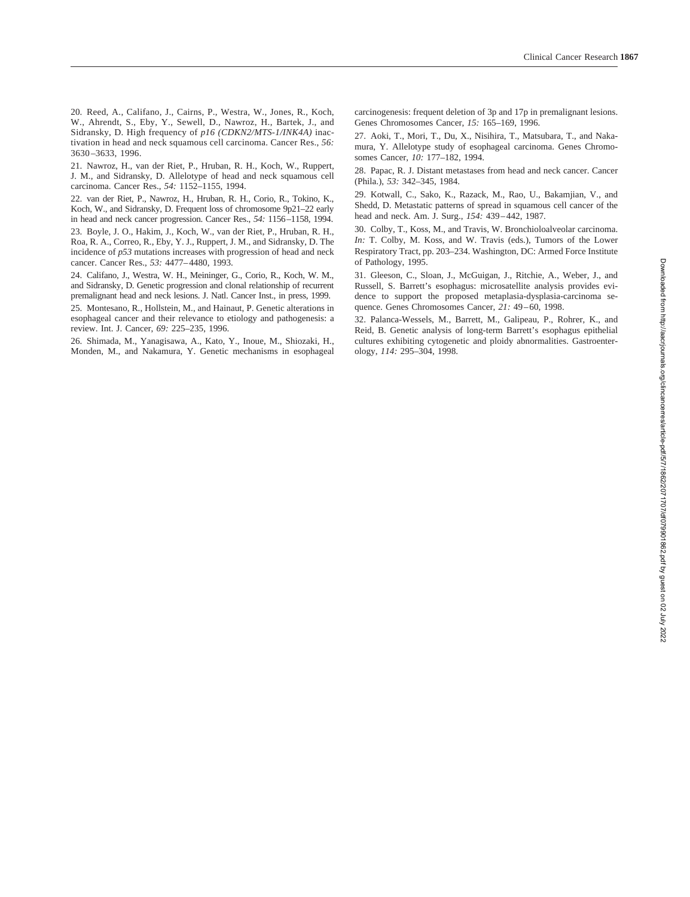20. Reed, A., Califano, J., Cairns, P., Westra, W., Jones, R., Koch, W., Ahrendt, S., Eby, Y., Sewell, D., Nawroz, H., Bartek, J., and Sidransky, D. High frequency of *p16 (CDKN2/MTS-1/INK4A)* inactivation in head and neck squamous cell carcinoma. Cancer Res., *56:* 3630–3633, 1996.

21. Nawroz, H., van der Riet, P., Hruban, R. H., Koch, W., Ruppert, J. M., and Sidransky, D. Allelotype of head and neck squamous cell carcinoma. Cancer Res., *54:* 1152–1155, 1994.

22. van der Riet, P., Nawroz, H., Hruban, R. H., Corio, R., Tokino, K., Koch, W., and Sidransky, D. Frequent loss of chromosome 9p21–22 early in head and neck cancer progression. Cancer Res., *54:* 1156–1158, 1994.

23. Boyle, J. O., Hakim, J., Koch, W., van der Riet, P., Hruban, R. H., Roa, R. A., Correo, R., Eby, Y. J., Ruppert, J. M., and Sidransky, D. The incidence of *p53* mutations increases with progression of head and neck cancer. Cancer Res., *53:* 4477–4480, 1993.

24. Califano, J., Westra, W. H., Meininger, G., Corio, R., Koch, W. M., and Sidransky, D. Genetic progression and clonal relationship of recurrent premalignant head and neck lesions. J. Natl. Cancer Inst., in press, 1999.

25. Montesano, R., Hollstein, M., and Hainaut, P. Genetic alterations in esophageal cancer and their relevance to etiology and pathogenesis: a review. Int. J. Cancer, *69:* 225–235, 1996.

26. Shimada, M., Yanagisawa, A., Kato, Y., Inoue, M., Shiozaki, H., Monden, M., and Nakamura, Y. Genetic mechanisms in esophageal carcinogenesis: frequent deletion of 3p and 17p in premalignant lesions. Genes Chromosomes Cancer, *15:* 165–169, 1996.

27. Aoki, T., Mori, T., Du, X., Nisihira, T., Matsubara, T., and Nakamura, Y. Allelotype study of esophageal carcinoma. Genes Chromosomes Cancer, *10:* 177–182, 1994.

28. Papac, R. J. Distant metastases from head and neck cancer. Cancer (Phila.), *53:* 342–345, 1984.

29. Kotwall, C., Sako, K., Razack, M., Rao, U., Bakamjian, V., and Shedd, D. Metastatic patterns of spread in squamous cell cancer of the head and neck. Am. J. Surg., *154:* 439–442, 1987.

30. Colby, T., Koss, M., and Travis, W. Bronchioloalveolar carcinoma. *In:* T. Colby, M. Koss, and W. Travis (eds.), Tumors of the Lower Respiratory Tract, pp. 203–234. Washington, DC: Armed Force Institute of Pathology, 1995.

31. Gleeson, C., Sloan, J., McGuigan, J., Ritchie, A., Weber, J., and Russell, S. Barrett's esophagus: microsatellite analysis provides evidence to support the proposed metaplasia-dysplasia-carcinoma sequence. Genes Chromosomes Cancer, *21:* 49–60, 1998.

32. Palanca-Wessels, M., Barrett, M., Galipeau, P., Rohrer, K., and Reid, B. Genetic analysis of long-term Barrett's esophagus epithelial cultures exhibiting cytogenetic and ploidy abnormalities. Gastroenterology, *114:* 295–304, 1998.